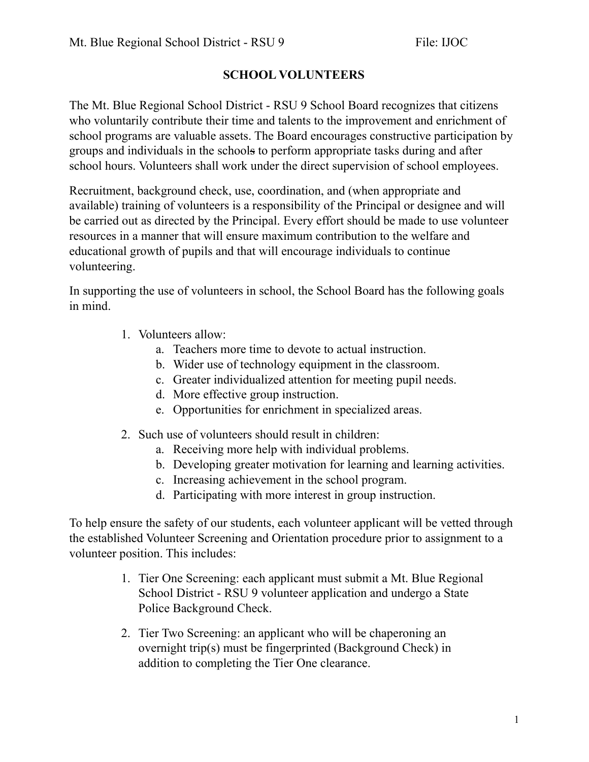Mt. Blue Regional School District - RSU 9 File: IJOC

# SCHOOL VOLUNTEERS

The Mt. Blue Regional School District - RSU 9 School Board recognizes that citizens who voluntarily contribute their time and talents to the improvement and enrichment of school programs are valuable assets. The Board encourages constructive participation by groups and individuals in the schools to perform appropriate tasks during and after school hours. Volunteers shall work under the direct supervision of school employees.

Recruitment, background check, use, coordination, and (when appropriate and available) training of volunteers is a responsibility of the Principal or designee and will be carried out as directed by the Principal. Every effort should be made to use volunteer resources in a manner that will ensure maximum contribution to the welfare and educational growth of pupils and that will encourage individuals to continue volunteering.

In supporting the use of volunteers in school, the School Board has the following goals in mind.

1. Volunteers allow:
   a. Teachers more time to devote to actual instruction.
   b. Wider use of technology equipment in the classroom.
   c. Greater individualized attention for meeting pupil needs.
   d. More effective group instruction.
   e. Opportunities for enrichment in specialized areas.

2. Such use of volunteers should result in children:
   a. Receiving more help with individual problems.
   b. Developing greater motivation for learning and learning activities.
   c. Increasing achievement in the school program.
   d. Participating with more interest in group instruction.

To help ensure the safety of our students, each volunteer applicant will be vetted through the established Volunteer Screening and Orientation procedure prior to assignment to a volunteer position. This includes:

1. Tier One Screening: each applicant must submit a Mt. Blue Regional School District - RSU 9 volunteer application and undergo a State Police Background Check.

2. Tier Two Screening: an applicant who will be chaperoning an overnight trip(s) must be fingerprinted (Background Check) in addition to completing the Tier One clearance.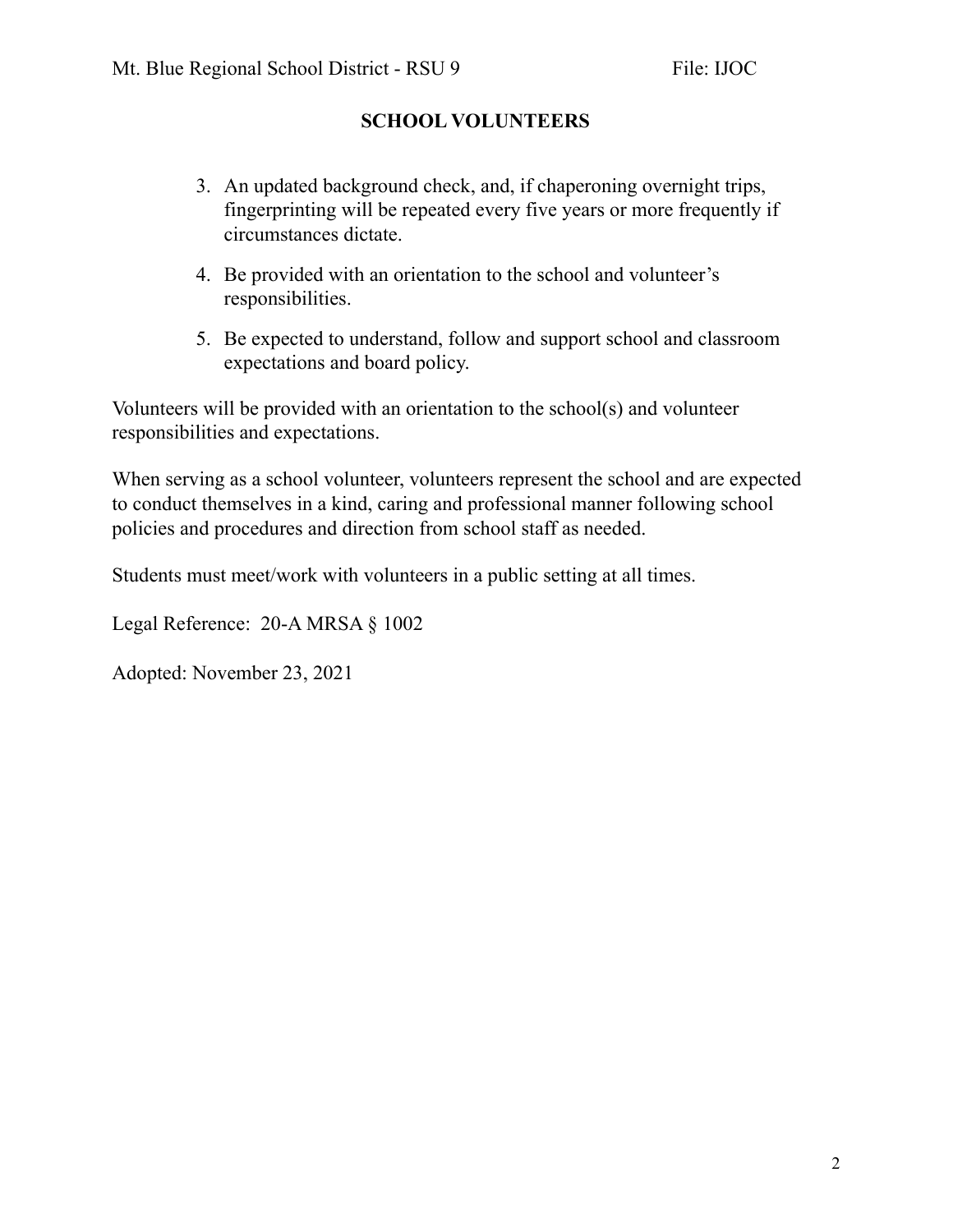# SCHOOL VOLUNTEERS

3. An updated background check, and, if chaperoning overnight trips, fingerprinting will be repeated every five years or more frequently if circumstances dictate.
4. Be provided with an orientation to the school and volunteer's responsibilities.
5. Be expected to understand, follow and support school and classroom expectations and board policy.

Volunteers will be provided with an orientation to the school(s) and volunteer responsibilities and expectations.

When serving as a school volunteer, volunteers represent the school and are expected to conduct themselves in a kind, caring and professional manner following school policies and procedures and direction from school staff as needed.

Students must meet/work with volunteers in a public setting at all times.

Legal Reference: 20-A MRSA § 1002

Adopted: November 23, 2021